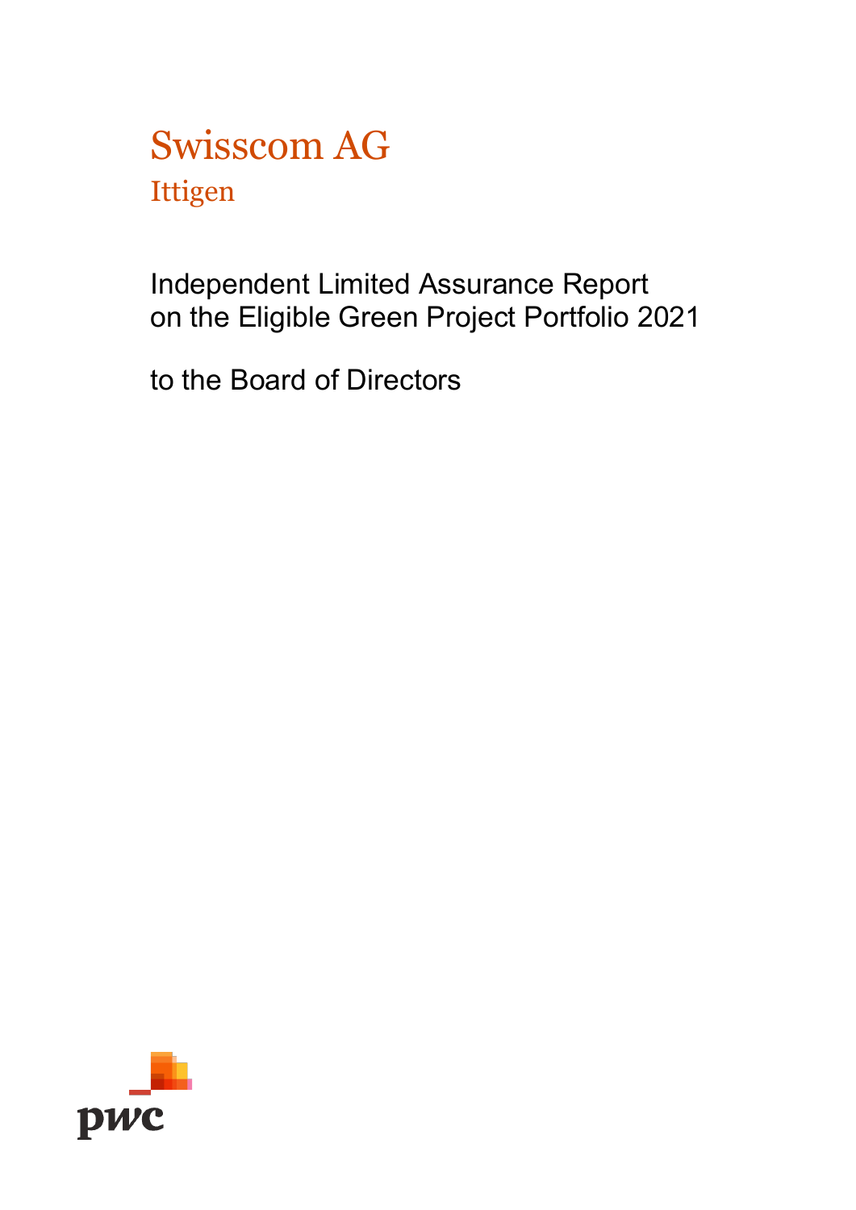# Swisscom AG

## Ittigen

Independent Limited Assurance Report
on the Eligible Green Project Portfolio 2021

to the Board of Directors

pwc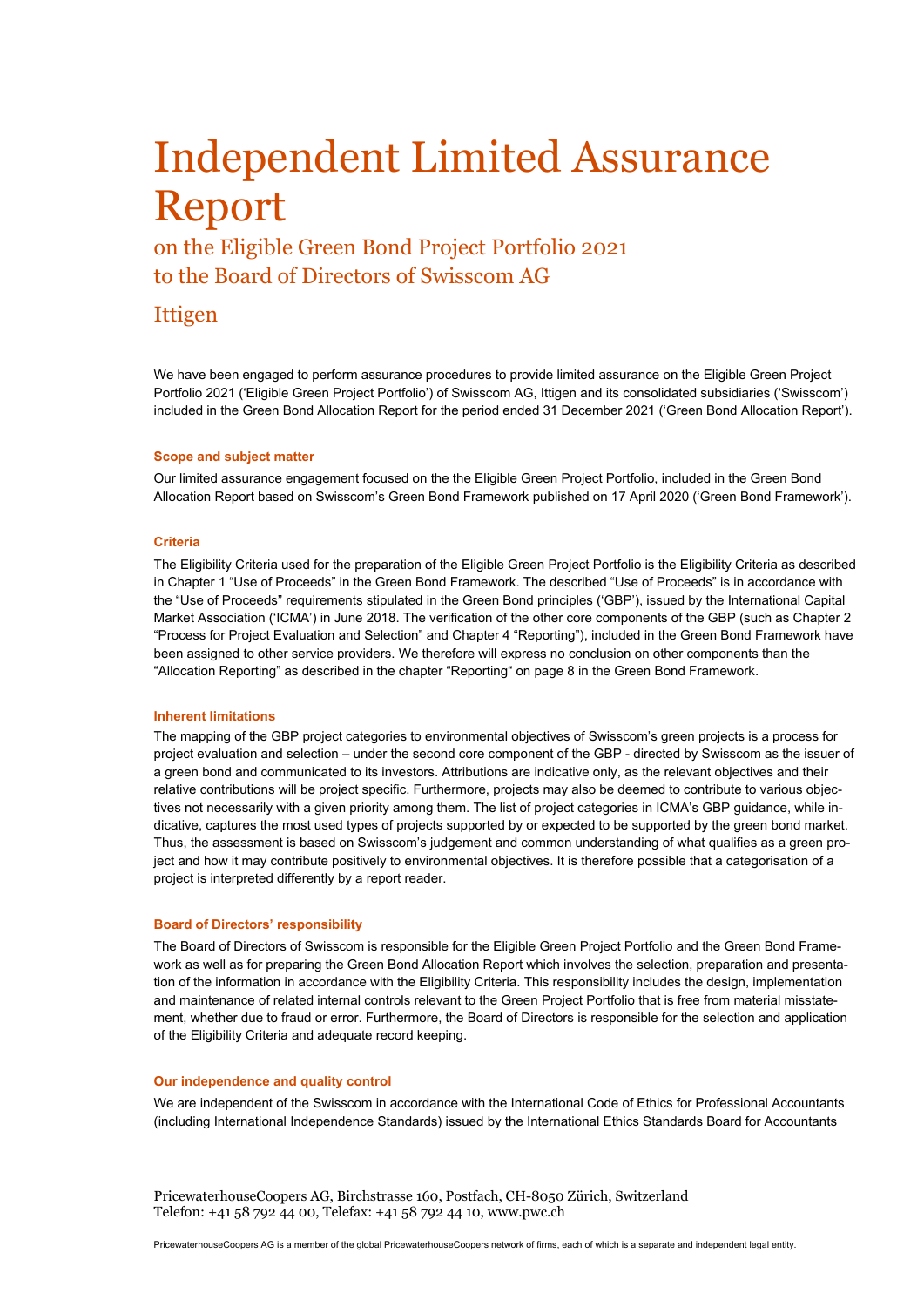# Independent Limited Assurance Report

## on the Eligible Green Bond Project Portfolio 2021 to the Board of Directors of Swisscom AG

## Ittigen

We have been engaged to perform assurance procedures to provide limited assurance on the Eligible Green Project Portfolio 2021 ('Eligible Green Project Portfolio') of Swisscom AG, Ittigen and its consolidated subsidiaries ('Swisscom') included in the Green Bond Allocation Report for the period ended 31 December 2021 ('Green Bond Allocation Report').

### Scope and subject matter

Our limited assurance engagement focused on the the Eligible Green Project Portfolio, included in the Green Bond Allocation Report based on Swisscom's Green Bond Framework published on 17 April 2020 ('Green Bond Framework').

### Criteria

The Eligibility Criteria used for the preparation of the Eligible Green Project Portfolio is the Eligibility Criteria as described in Chapter 1 "Use of Proceeds" in the Green Bond Framework. The described "Use of Proceeds" is in accordance with the "Use of Proceeds" requirements stipulated in the Green Bond principles ('GBP'), issued by the International Capital Market Association ('ICMA') in June 2018. The verification of the other core components of the GBP (such as Chapter 2 "Process for Project Evaluation and Selection" and Chapter 4 "Reporting"), included in the Green Bond Framework have been assigned to other service providers. We therefore will express no conclusion on other components than the "Allocation Reporting" as described in the chapter "Reporting" on page 8 in the Green Bond Framework.

### Inherent limitations

The mapping of the GBP project categories to environmental objectives of Swisscom's green projects is a process for project evaluation and selection – under the second core component of the GBP - directed by Swisscom as the issuer of a green bond and communicated to its investors. Attributions are indicative only, as the relevant objectives and their relative contributions will be project specific. Furthermore, projects may also be deemed to contribute to various objectives not necessarily with a given priority among them. The list of project categories in ICMA's GBP guidance, while indicative, captures the most used types of projects supported by or expected to be supported by the green bond market. Thus, the assessment is based on Swisscom's judgement and common understanding of what qualifies as a green project and how it may contribute positively to environmental objectives. It is therefore possible that a categorisation of a project is interpreted differently by a report reader.

### Board of Directors' responsibility

The Board of Directors of Swisscom is responsible for the Eligible Green Project Portfolio and the Green Bond Framework as well as for preparing the Green Bond Allocation Report which involves the selection, preparation and presentation of the information in accordance with the Eligibility Criteria. This responsibility includes the design, implementation and maintenance of related internal controls relevant to the Green Project Portfolio that is free from material misstatement, whether due to fraud or error. Furthermore, the Board of Directors is responsible for the selection and application of the Eligibility Criteria and adequate record keeping.

### Our independence and quality control

We are independent of the Swisscom in accordance with the International Code of Ethics for Professional Accountants (including International Independence Standards) issued by the International Ethics Standards Board for Accountants

PricewaterhouseCoopers AG, Birchstrasse 160, Postfach, CH-8050 Zürich, Switzerland
Telefon: +41 58 792 44 00, Telefax: +41 58 792 44 10, www.pwc.ch

PricewaterhouseCoopers AG is a member of the global PricewaterhouseCoopers network of firms, each of which is a separate and independent legal entity.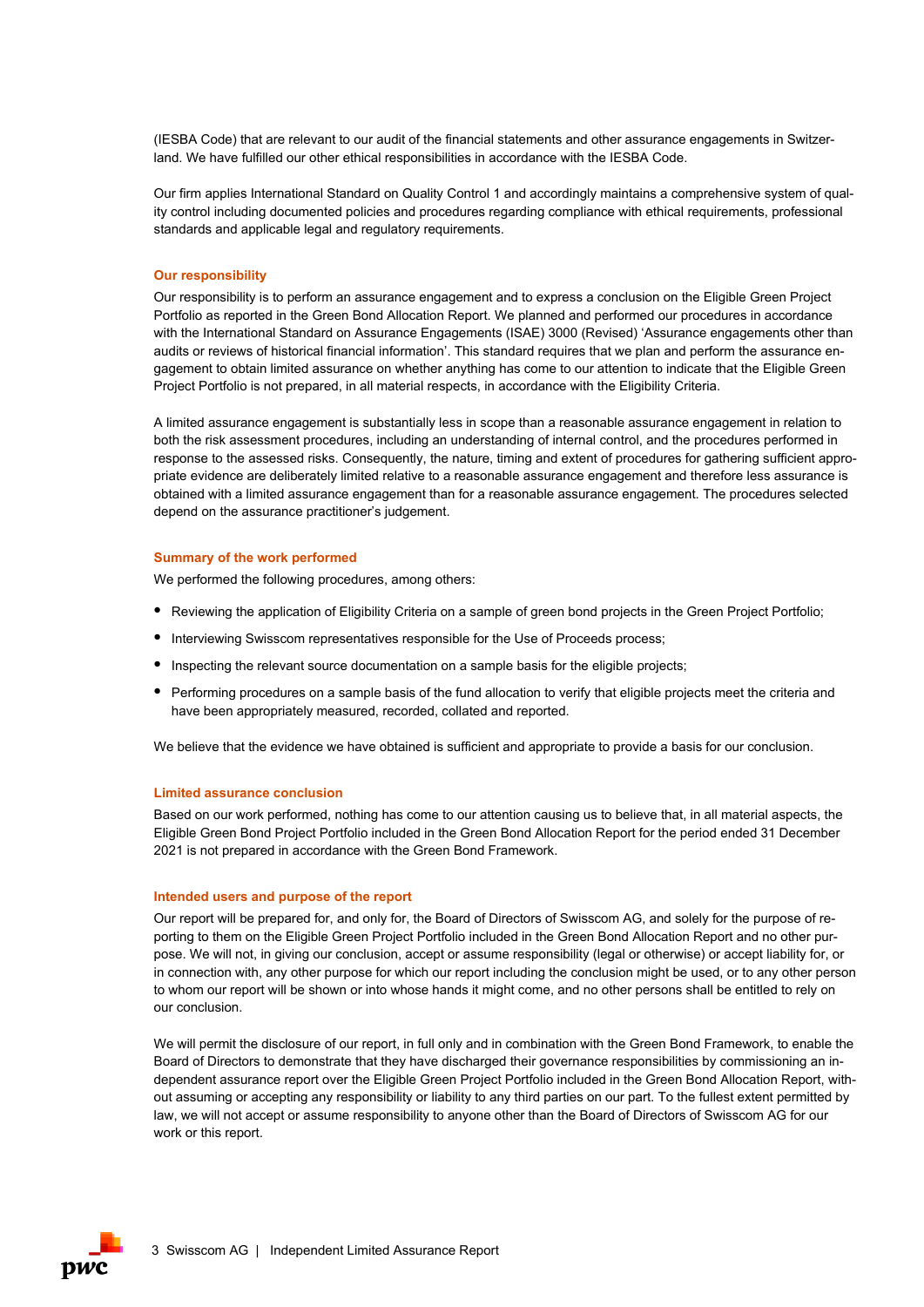(IESBA Code) that are relevant to our audit of the financial statements and other assurance engagements in Switzerland. We have fulfilled our other ethical responsibilities in accordance with the IESBA Code.

Our firm applies International Standard on Quality Control 1 and accordingly maintains a comprehensive system of quality control including documented policies and procedures regarding compliance with ethical requirements, professional standards and applicable legal and regulatory requirements.

### Our responsibility

Our responsibility is to perform an assurance engagement and to express a conclusion on the Eligible Green Project Portfolio as reported in the Green Bond Allocation Report. We planned and performed our procedures in accordance with the International Standard on Assurance Engagements (ISAE) 3000 (Revised) 'Assurance engagements other than audits or reviews of historical financial information'. This standard requires that we plan and perform the assurance engagement to obtain limited assurance on whether anything has come to our attention to indicate that the Eligible Green Project Portfolio is not prepared, in all material respects, in accordance with the Eligibility Criteria.

A limited assurance engagement is substantially less in scope than a reasonable assurance engagement in relation to both the risk assessment procedures, including an understanding of internal control, and the procedures performed in response to the assessed risks. Consequently, the nature, timing and extent of procedures for gathering sufficient appropriate evidence are deliberately limited relative to a reasonable assurance engagement and therefore less assurance is obtained with a limited assurance engagement than for a reasonable assurance engagement. The procedures selected depend on the assurance practitioner's judgement.

### Summary of the work performed

We performed the following procedures, among others:

- Reviewing the application of Eligibility Criteria on a sample of green bond projects in the Green Project Portfolio;
- Interviewing Swisscom representatives responsible for the Use of Proceeds process;
- Inspecting the relevant source documentation on a sample basis for the eligible projects;
- Performing procedures on a sample basis of the fund allocation to verify that eligible projects meet the criteria and have been appropriately measured, recorded, collated and reported.

We believe that the evidence we have obtained is sufficient and appropriate to provide a basis for our conclusion.

### Limited assurance conclusion

Based on our work performed, nothing has come to our attention causing us to believe that, in all material aspects, the Eligible Green Bond Project Portfolio included in the Green Bond Allocation Report for the period ended 31 December 2021 is not prepared in accordance with the Green Bond Framework.

### Intended users and purpose of the report

Our report will be prepared for, and only for, the Board of Directors of Swisscom AG, and solely for the purpose of reporting to them on the Eligible Green Project Portfolio included in the Green Bond Allocation Report and no other purpose. We will not, in giving our conclusion, accept or assume responsibility (legal or otherwise) or accept liability for, or in connection with, any other purpose for which our report including the conclusion might be used, or to any other person to whom our report will be shown or into whose hands it might come, and no other persons shall be entitled to rely on our conclusion.

We will permit the disclosure of our report, in full only and in combination with the Green Bond Framework, to enable the Board of Directors to demonstrate that they have discharged their governance responsibilities by commissioning an independent assurance report over the Eligible Green Project Portfolio included in the Green Bond Allocation Report, without assuming or accepting any responsibility or liability to any third parties on our part. To the fullest extent permitted by law, we will not accept or assume responsibility to anyone other than the Board of Directors of Swisscom AG for our work or this report.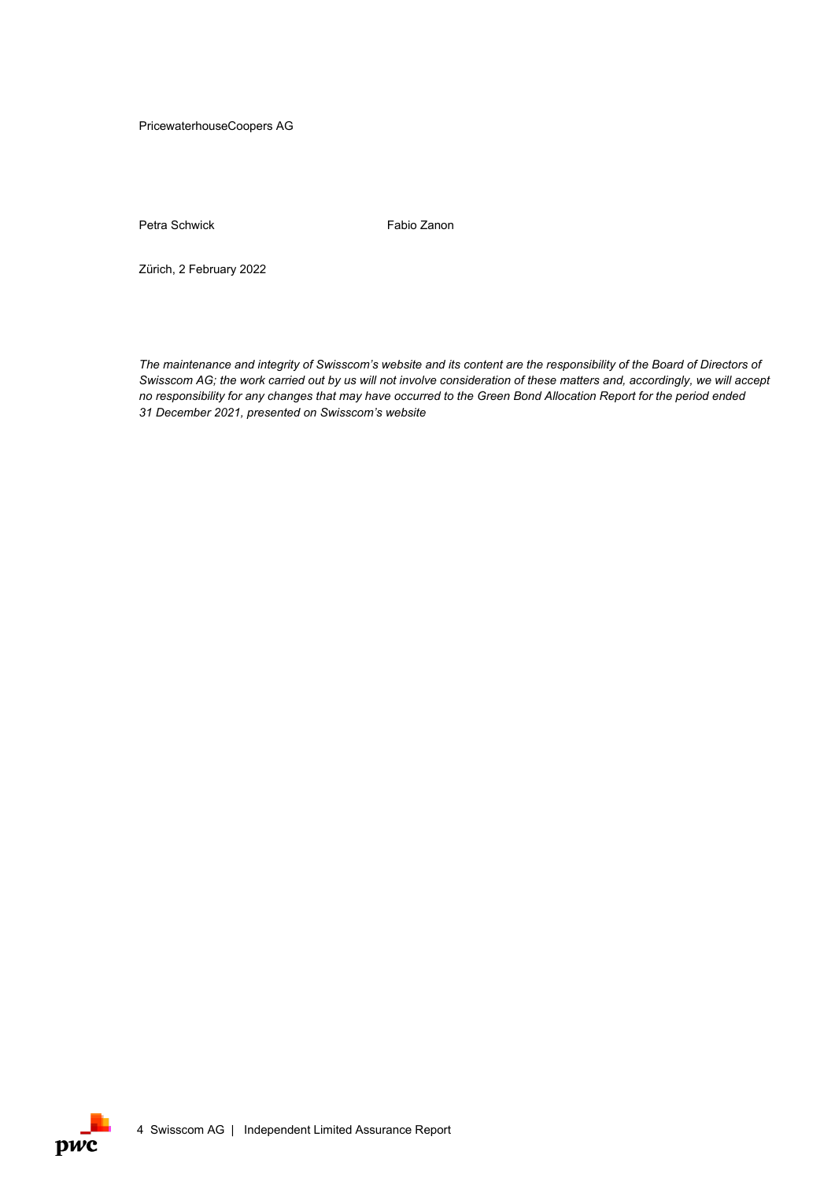PricewaterhouseCoopers AG

Petra Schwick Fabio Zanon

Zürich, 2 February 2022

*The maintenance and integrity of Swisscom's website and its content are the responsibility of the Board of Directors of Swisscom AG; the work carried out by us will not involve consideration of these matters and, accordingly, we will accept no responsibility for any changes that may have occurred to the Green Bond Allocation Report for the period ended 31 December 2021, presented on Swisscom's website*